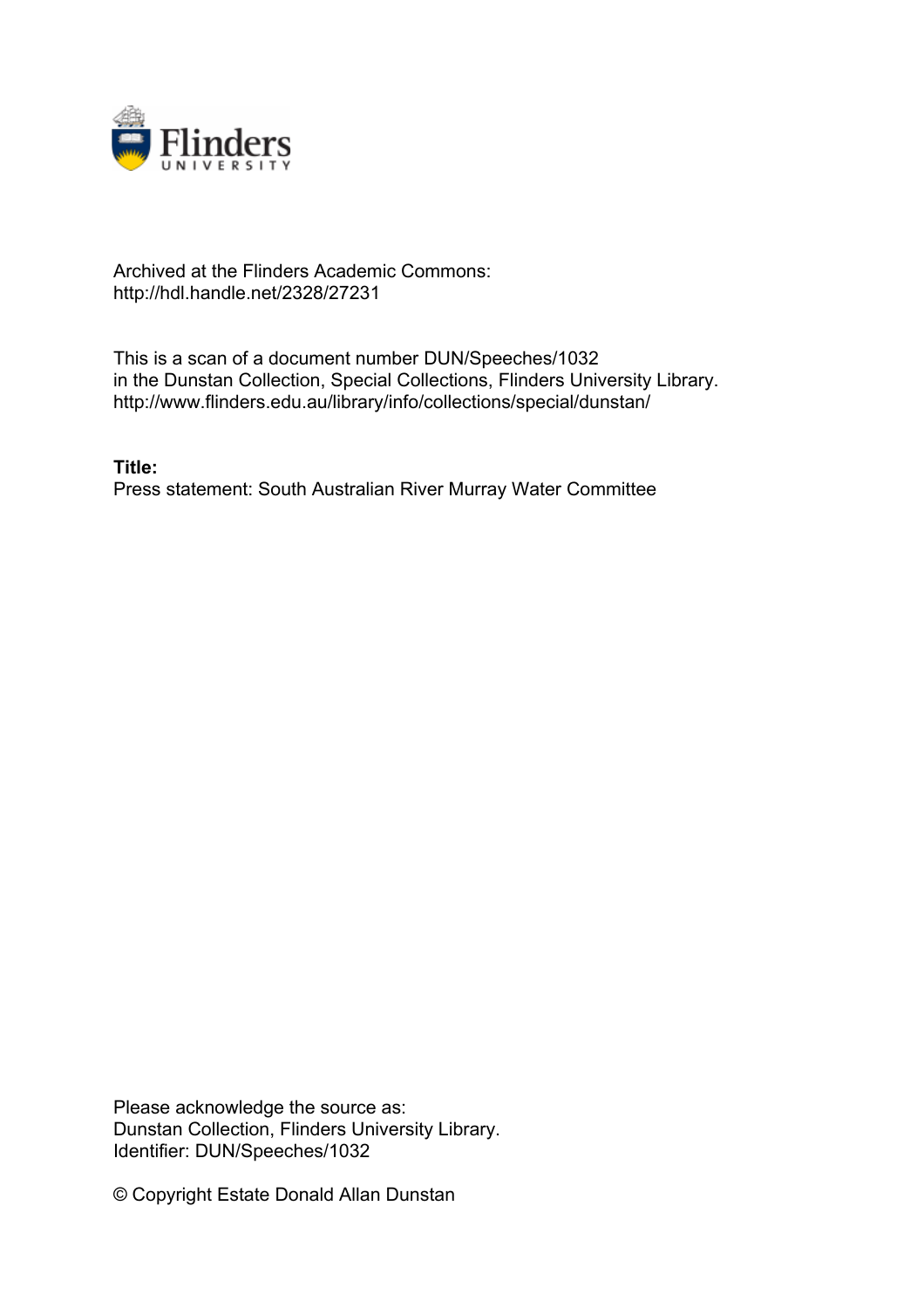Archived at the Flinders Academic Commons:
http://hdl.handle.net/2328/27231

This is a scan of a document number DUN/Speeches/1032
in the Dunstan Collection, Special Collections, Flinders University Library.
http://www.flinders.edu.au/library/info/collections/special/dunstan/

**Title:**
Press statement: South Australian River Murray Water Committee

Please acknowledge the source as:
Dunstan Collection, Flinders University Library.
Identifier: DUN/Speeches/1032

© Copyright Estate Donald Allan Dunstan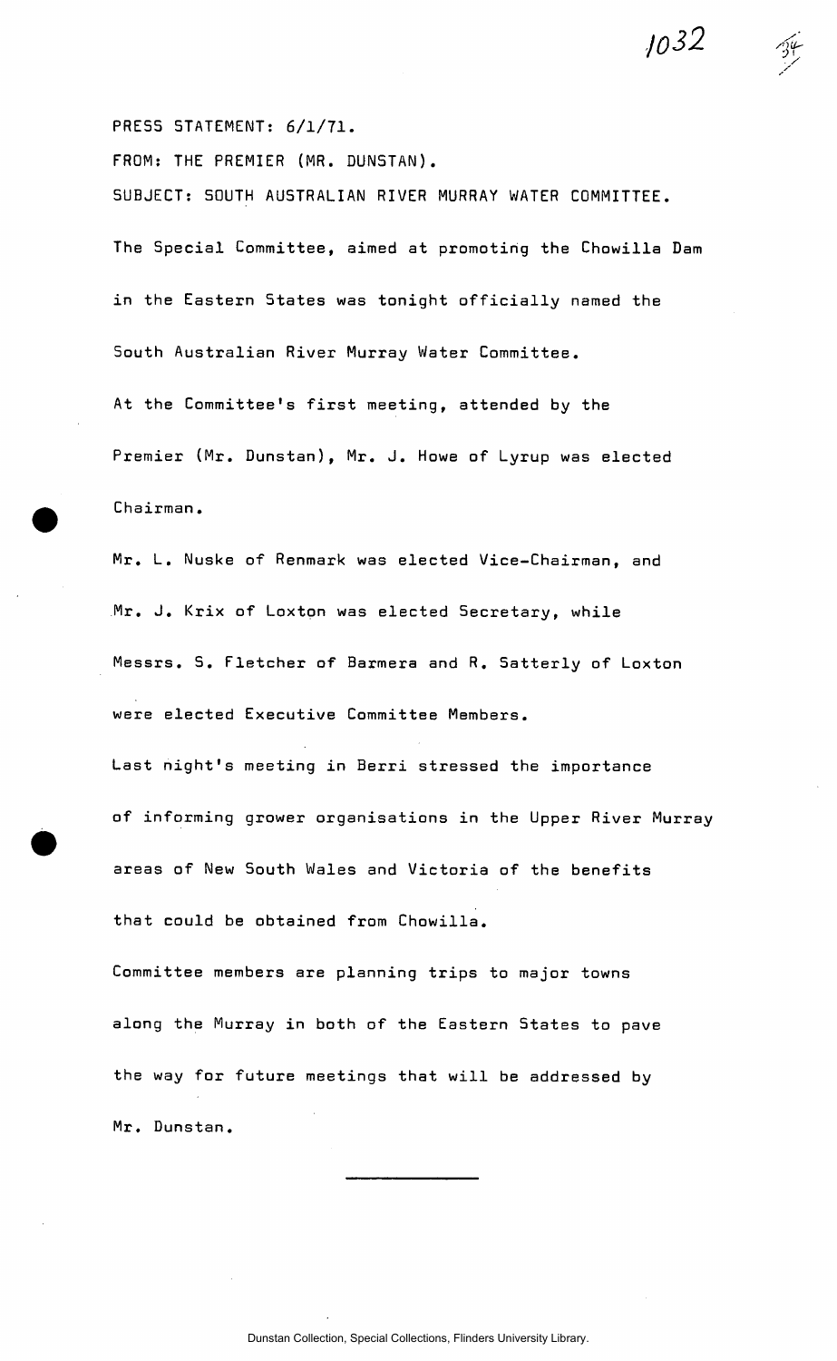PRESS STATEMENT: 6/1/71.

FROM: THE PREMIER (MR. DUNSTAN).

SUBJECT: SOUTH AUSTRALIAN RIVER MURRAY WATER COMMITTEE.

The Special Committee, aimed at promoting the Chowilla Dam in the Eastern States was tonight officially named the South Australian River Murray Water Committee.

At the Committee's first meeting, attended by the Premier (Mr. Dunstan), Mr. J. Howe of Lyrup was elected Chairman.

Mr. L. Nuske of Renmark was elected Vice-Chairman, and Mr. J. Krix of Loxton was elected Secretary, while Messrs. S. Fletcher of Barmera and R. Satterly of Loxton were elected Executive Committee Members.

Last night's meeting in Berri stressed the importance of informing grower organisations in the Upper River Murray areas of New South Wales and Victoria of the benefits that could be obtained from Chowilla.

Committee members are planning trips to major towns along the Murray in both of the Eastern States to pave the way for future meetings that will be addressed by Mr. Dunstan.

---

Dunstan Collection, Special Collections, Flinders University Library.